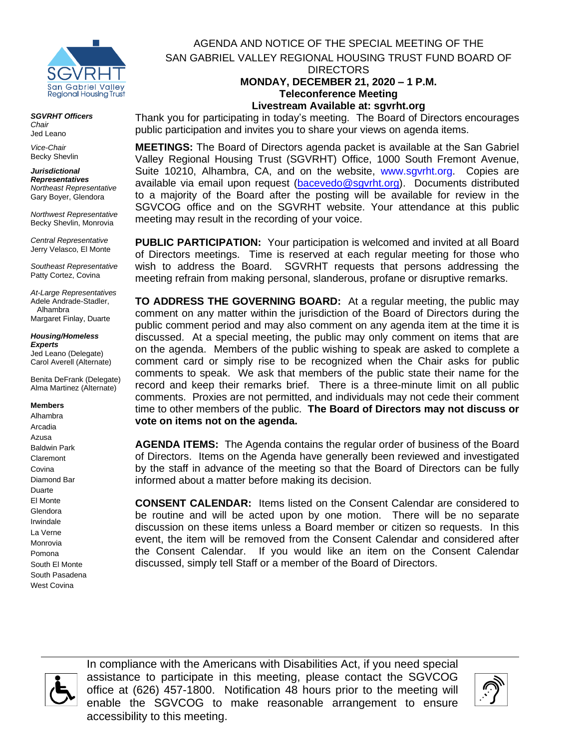# AGENDA AND NOTICE OF THE SPECIAL MEETING OF THE SAN GABRIEL VALLEY REGIONAL HOUSING TRUST FUND BOARD OF DIRECTORS

**MONDAY, DECEMBER 21, 2020 – 1 P.M.**
**Teleconference Meeting**
**Livestream Available at: sgvrht.org**

***SGVRHT Officers***
*Chair*
Jed Leano

*Vice-Chair*
Becky Shevlin

***Jurisdictional Representatives***
*Northeast Representative*
Gary Boyer, Glendora

*Northwest Representative*
Becky Shevlin, Monrovia

*Central Representative*
Jerry Velasco, El Monte

*Southeast Representative*
Patty Cortez, Covina

*At-Large Representatives*
Adele Andrade-Stadler, Alhambra
Margaret Finlay, Duarte

***Housing/Homeless Experts***
Jed Leano (Delegate)
Carol Averell (Alternate)

Benita DeFrank (Delegate)
Alma Martinez (Alternate)

**Members**
Alhambra
Arcadia
Azusa
Baldwin Park
Claremont
Covina
Diamond Bar
Duarte
El Monte
Glendora
Irwindale
La Verne
Monrovia
Pomona
South El Monte
South Pasadena
West Covina

Thank you for participating in today's meeting. The Board of Directors encourages public participation and invites you to share your views on agenda items.

**MEETINGS:** The Board of Directors agenda packet is available at the San Gabriel Valley Regional Housing Trust (SGVRHT) Office, 1000 South Fremont Avenue, Suite 10210, Alhambra, CA, and on the website, www.sgvrht.org. Copies are available via email upon request (bacevedo@sgvrht.org). Documents distributed to a majority of the Board after the posting will be available for review in the SGVCOG office and on the SGVRHT website. Your attendance at this public meeting may result in the recording of your voice.

**PUBLIC PARTICIPATION:** Your participation is welcomed and invited at all Board of Directors meetings. Time is reserved at each regular meeting for those who wish to address the Board. SGVRHT requests that persons addressing the meeting refrain from making personal, slanderous, profane or disruptive remarks.

**TO ADDRESS THE GOVERNING BOARD:** At a regular meeting, the public may comment on any matter within the jurisdiction of the Board of Directors during the public comment period and may also comment on any agenda item at the time it is discussed. At a special meeting, the public may only comment on items that are on the agenda. Members of the public wishing to speak are asked to complete a comment card or simply rise to be recognized when the Chair asks for public comments to speak. We ask that members of the public state their name for the record and keep their remarks brief. There is a three-minute limit on all public comments. Proxies are not permitted, and individuals may not cede their comment time to other members of the public. **The Board of Directors may not discuss or vote on items not on the agenda.**

**AGENDA ITEMS:** The Agenda contains the regular order of business of the Board of Directors. Items on the Agenda have generally been reviewed and investigated by the staff in advance of the meeting so that the Board of Directors can be fully informed about a matter before making its decision.

**CONSENT CALENDAR:** Items listed on the Consent Calendar are considered to be routine and will be acted upon by one motion. There will be no separate discussion on these items unless a Board member or citizen so requests. In this event, the item will be removed from the Consent Calendar and considered after the Consent Calendar. If you would like an item on the Consent Calendar discussed, simply tell Staff or a member of the Board of Directors.

In compliance with the Americans with Disabilities Act, if you need special assistance to participate in this meeting, please contact the SGVCOG office at (626) 457-1800. Notification 48 hours prior to the meeting will enable the SGVCOG to make reasonable arrangement to ensure accessibility to this meeting.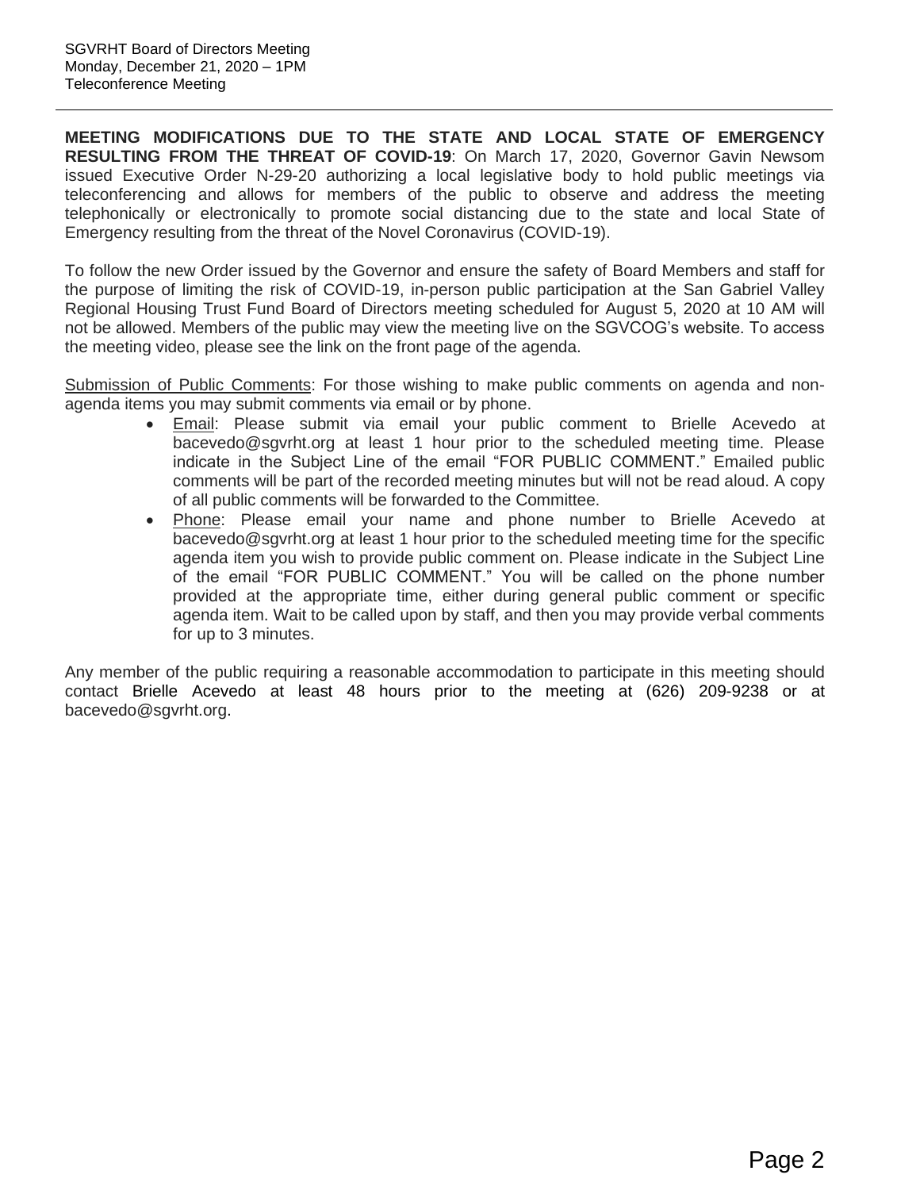**MEETING MODIFICATIONS DUE TO THE STATE AND LOCAL STATE OF EMERGENCY RESULTING FROM THE THREAT OF COVID-19**: On March 17, 2020, Governor Gavin Newsom issued Executive Order N-29-20 authorizing a local legislative body to hold public meetings via teleconferencing and allows for members of the public to observe and address the meeting telephonically or electronically to promote social distancing due to the state and local State of Emergency resulting from the threat of the Novel Coronavirus (COVID-19).

To follow the new Order issued by the Governor and ensure the safety of Board Members and staff for the purpose of limiting the risk of COVID-19, in-person public participation at the San Gabriel Valley Regional Housing Trust Fund Board of Directors meeting scheduled for August 5, 2020 at 10 AM will not be allowed. Members of the public may view the meeting live on the SGVCOG's website. To access the meeting video, please see the link on the front page of the agenda.

Submission of Public Comments: For those wishing to make public comments on agenda and non-agenda items you may submit comments via email or by phone.

- Email: Please submit via email your public comment to Brielle Acevedo at bacevedo@sgvrht.org at least 1 hour prior to the scheduled meeting time. Please indicate in the Subject Line of the email "FOR PUBLIC COMMENT." Emailed public comments will be part of the recorded meeting minutes but will not be read aloud. A copy of all public comments will be forwarded to the Committee.
- Phone: Please email your name and phone number to Brielle Acevedo at bacevedo@sgvrht.org at least 1 hour prior to the scheduled meeting time for the specific agenda item you wish to provide public comment on. Please indicate in the Subject Line of the email "FOR PUBLIC COMMENT." You will be called on the phone number provided at the appropriate time, either during general public comment or specific agenda item. Wait to be called upon by staff, and then you may provide verbal comments for up to 3 minutes.

Any member of the public requiring a reasonable accommodation to participate in this meeting should contact Brielle Acevedo at least 48 hours prior to the meeting at (626) 209-9238 or at bacevedo@sgvrht.org.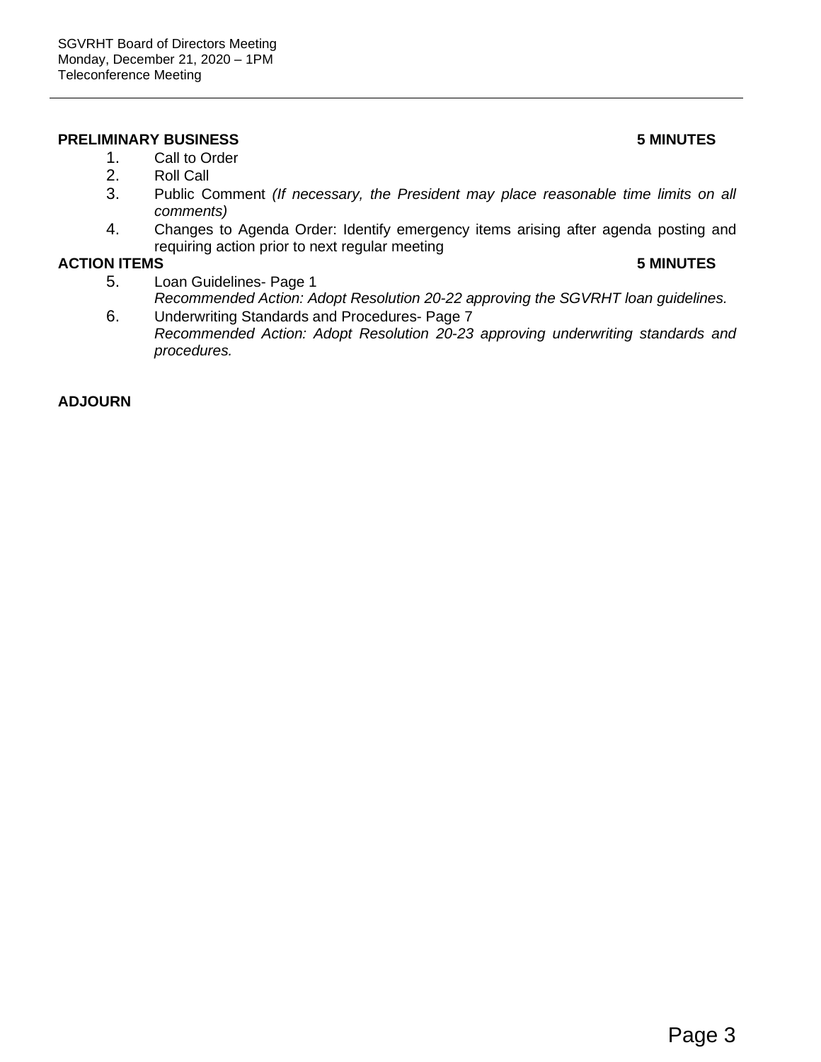SGVRHT Board of Directors Meeting
Monday, December 21, 2020 – 1PM
Teleconference Meeting

---

**PRELIMINARY BUSINESS** **5 MINUTES**

1. Call to Order
2. Roll Call
3. Public Comment *(If necessary, the President may place reasonable time limits on all comments)*
4. Changes to Agenda Order: Identify emergency items arising after agenda posting and requiring action prior to next regular meeting

**ACTION ITEMS** **5 MINUTES**

5. Loan Guidelines- Page 1
   *Recommended Action: Adopt Resolution 20-22 approving the SGVRHT loan guidelines.*
6. Underwriting Standards and Procedures- Page 7
   *Recommended Action: Adopt Resolution 20-23 approving underwriting standards and procedures.*

**ADJOURN**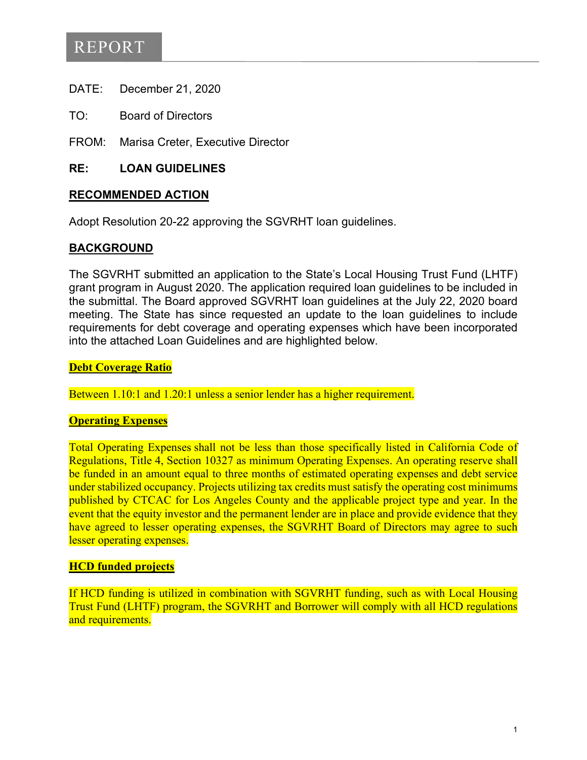# REPORT

DATE: December 21, 2020

TO: Board of Directors

FROM: Marisa Creter, Executive Director

**RE: LOAN GUIDELINES**

## RECOMMENDED ACTION

Adopt Resolution 20-22 approving the SGVRHT loan guidelines.

## BACKGROUND

The SGVRHT submitted an application to the State's Local Housing Trust Fund (LHTF) grant program in August 2020. The application required loan guidelines to be included in the submittal. The Board approved SGVRHT loan guidelines at the July 22, 2020 board meeting. The State has since requested an update to the loan guidelines to include requirements for debt coverage and operating expenses which have been incorporated into the attached Loan Guidelines and are highlighted below.

### Debt Coverage Ratio

Between 1.10:1 and 1.20:1 unless a senior lender has a higher requirement.

### Operating Expenses

Total Operating Expenses shall not be less than those specifically listed in California Code of Regulations, Title 4, Section 10327 as minimum Operating Expenses. An operating reserve shall be funded in an amount equal to three months of estimated operating expenses and debt service under stabilized occupancy. Projects utilizing tax credits must satisfy the operating cost minimums published by CTCAC for Los Angeles County and the applicable project type and year. In the event that the equity investor and the permanent lender are in place and provide evidence that they have agreed to lesser operating expenses, the SGVRHT Board of Directors may agree to such lesser operating expenses.

### HCD funded projects

If HCD funding is utilized in combination with SGVRHT funding, such as with Local Housing Trust Fund (LHTF) program, the SGVRHT and Borrower will comply with all HCD regulations and requirements.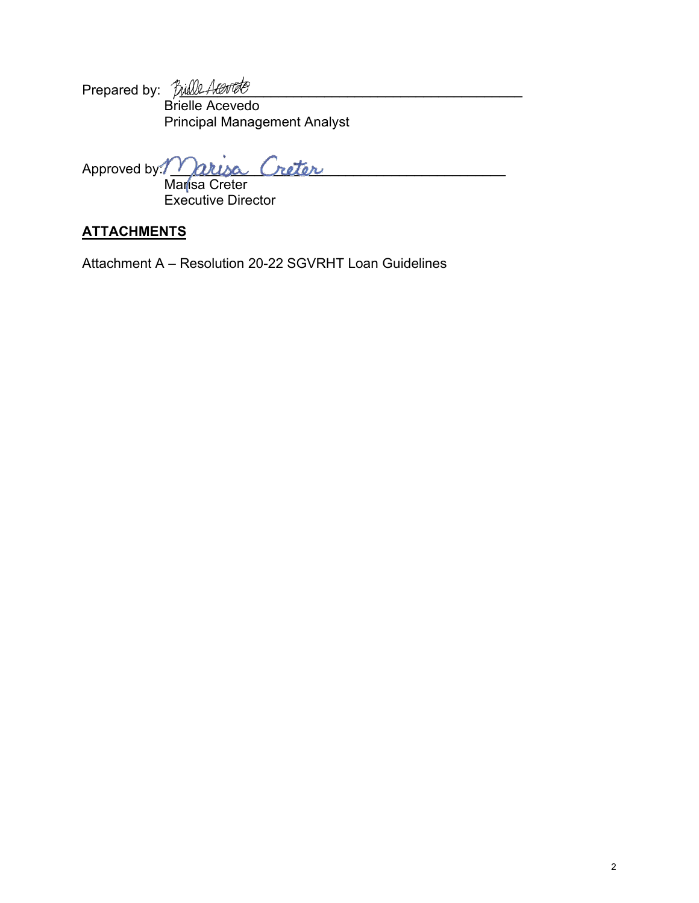Prepared by: ______________________________
Brielle Acevedo
Principal Management Analyst

Approved by: ______________________________
Marisa Creter
Executive Director

## ATTACHMENTS

Attachment A – Resolution 20-22 SGVRHT Loan Guidelines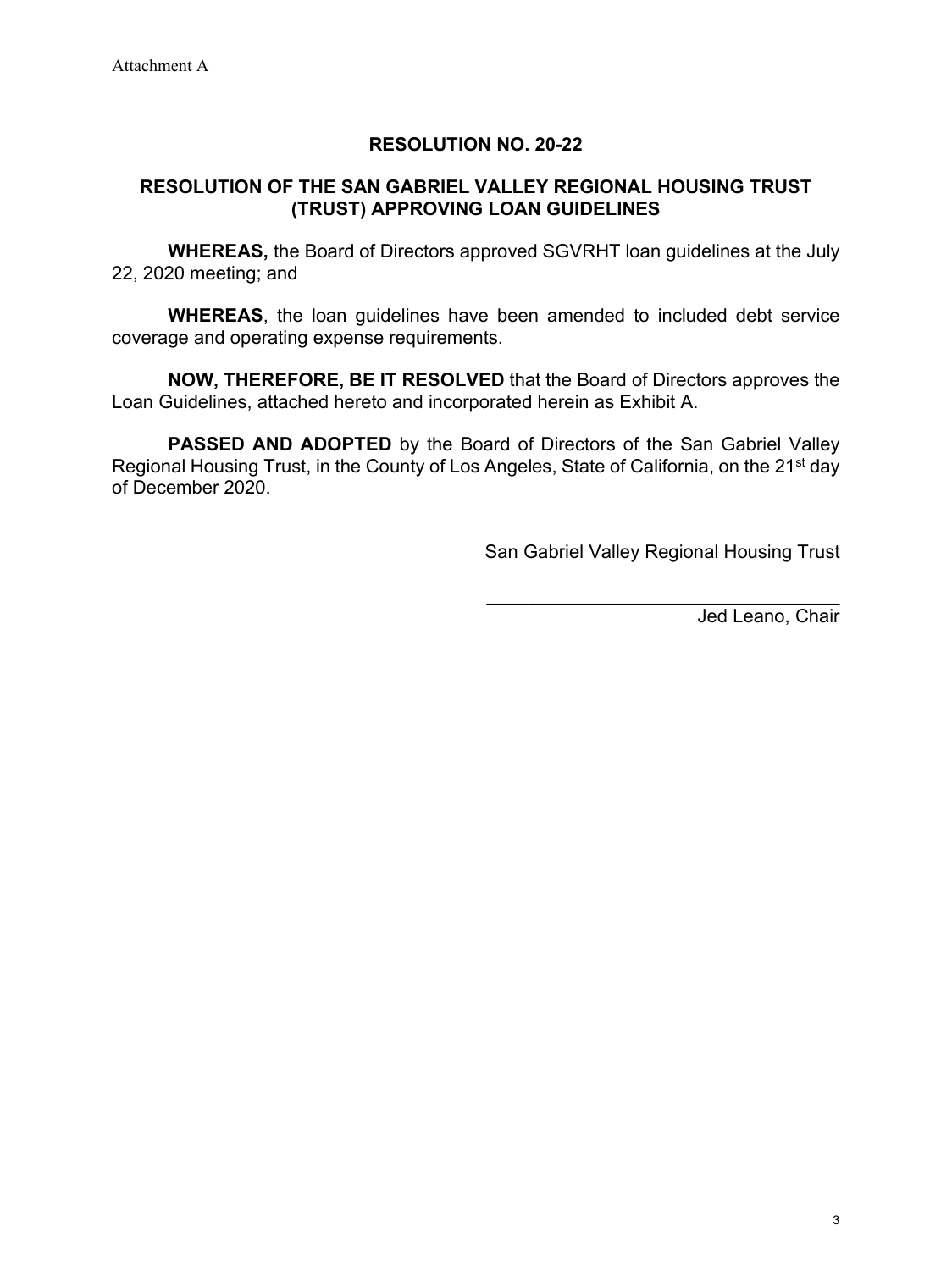Attachment A

## RESOLUTION NO. 20-22

## RESOLUTION OF THE SAN GABRIEL VALLEY REGIONAL HOUSING TRUST (TRUST) APPROVING LOAN GUIDELINES

**WHEREAS,** the Board of Directors approved SGVRHT loan guidelines at the July 22, 2020 meeting; and

**WHEREAS**, the loan guidelines have been amended to included debt service coverage and operating expense requirements.

**NOW, THEREFORE, BE IT RESOLVED** that the Board of Directors approves the Loan Guidelines, attached hereto and incorporated herein as Exhibit A.

**PASSED AND ADOPTED** by the Board of Directors of the San Gabriel Valley Regional Housing Trust, in the County of Los Angeles, State of California, on the 21st day of December 2020.

San Gabriel Valley Regional Housing Trust

\_\_\_\_\_\_\_\_\_\_\_\_\_\_\_\_\_\_\_\_\_\_\_\_\_\_\_\_\_\_\_\_\_\_\_

Jed Leano, Chair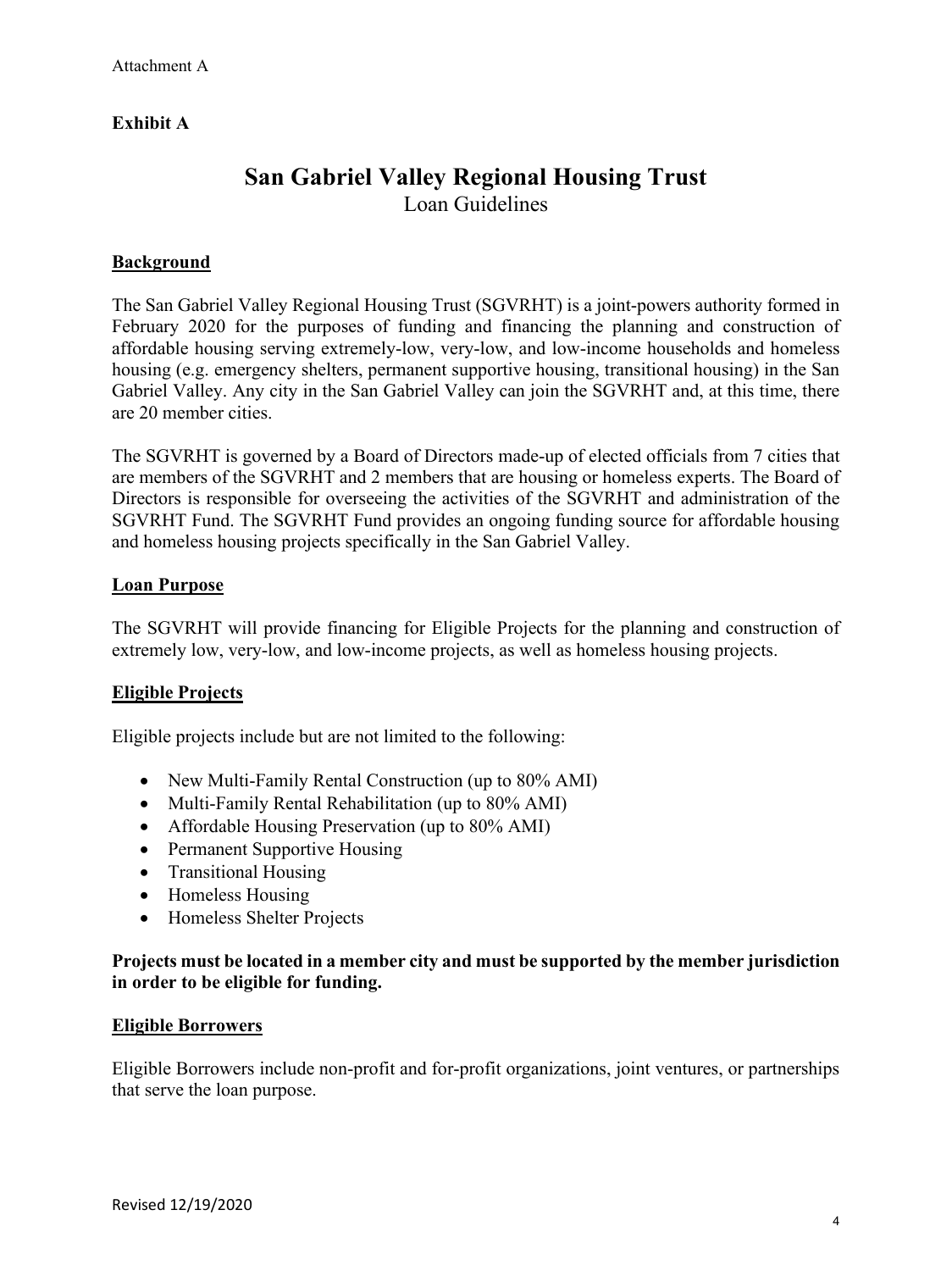Attachment A

**Exhibit A**

# San Gabriel Valley Regional Housing Trust

Loan Guidelines

## Background

The San Gabriel Valley Regional Housing Trust (SGVRHT) is a joint-powers authority formed in February 2020 for the purposes of funding and financing the planning and construction of affordable housing serving extremely-low, very-low, and low-income households and homeless housing (e.g. emergency shelters, permanent supportive housing, transitional housing) in the San Gabriel Valley. Any city in the San Gabriel Valley can join the SGVRHT and, at this time, there are 20 member cities.

The SGVRHT is governed by a Board of Directors made-up of elected officials from 7 cities that are members of the SGVRHT and 2 members that are housing or homeless experts. The Board of Directors is responsible for overseeing the activities of the SGVRHT and administration of the SGVRHT Fund. The SGVRHT Fund provides an ongoing funding source for affordable housing and homeless housing projects specifically in the San Gabriel Valley.

## Loan Purpose

The SGVRHT will provide financing for Eligible Projects for the planning and construction of extremely low, very-low, and low-income projects, as well as homeless housing projects.

## Eligible Projects

Eligible projects include but are not limited to the following:

- New Multi-Family Rental Construction (up to 80% AMI)
- Multi-Family Rental Rehabilitation (up to 80% AMI)
- Affordable Housing Preservation (up to 80% AMI)
- Permanent Supportive Housing
- Transitional Housing
- Homeless Housing
- Homeless Shelter Projects

**Projects must be located in a member city and must be supported by the member jurisdiction in order to be eligible for funding.**

## Eligible Borrowers

Eligible Borrowers include non-profit and for-profit organizations, joint ventures, or partnerships that serve the loan purpose.

Revised 12/19/2020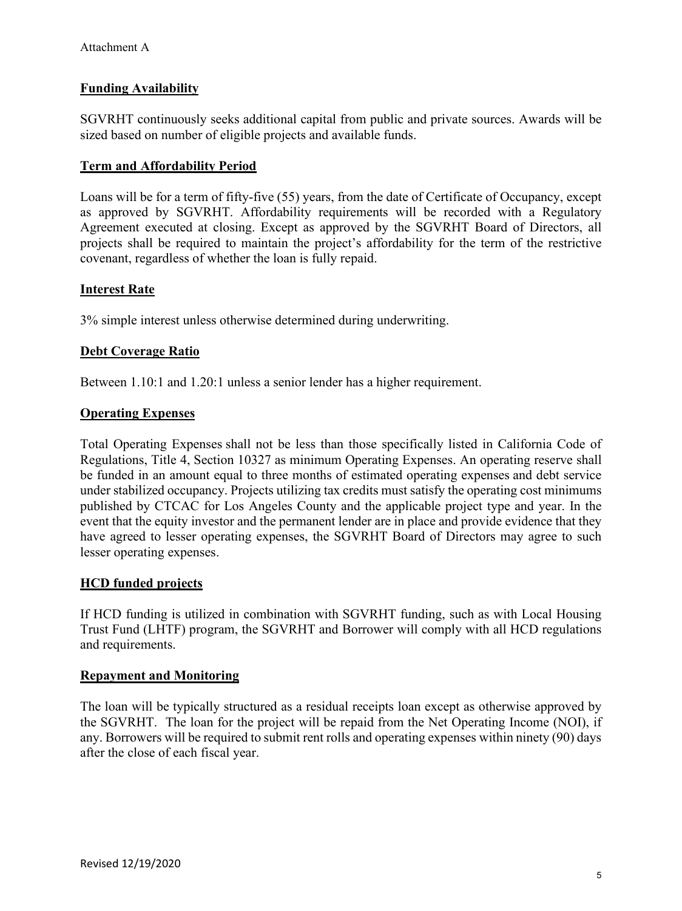Attachment A

**Funding Availability**

SGVRHT continuously seeks additional capital from public and private sources. Awards will be sized based on number of eligible projects and available funds.

**Term and Affordability Period**

Loans will be for a term of fifty-five (55) years, from the date of Certificate of Occupancy, except as approved by SGVRHT. Affordability requirements will be recorded with a Regulatory Agreement executed at closing. Except as approved by the SGVRHT Board of Directors, all projects shall be required to maintain the project's affordability for the term of the restrictive covenant, regardless of whether the loan is fully repaid.

**Interest Rate**

3% simple interest unless otherwise determined during underwriting.

**Debt Coverage Ratio**

Between 1.10:1 and 1.20:1 unless a senior lender has a higher requirement.

**Operating Expenses**

Total Operating Expenses shall not be less than those specifically listed in California Code of Regulations, Title 4, Section 10327 as minimum Operating Expenses. An operating reserve shall be funded in an amount equal to three months of estimated operating expenses and debt service under stabilized occupancy. Projects utilizing tax credits must satisfy the operating cost minimums published by CTCAC for Los Angeles County and the applicable project type and year. In the event that the equity investor and the permanent lender are in place and provide evidence that they have agreed to lesser operating expenses, the SGVRHT Board of Directors may agree to such lesser operating expenses.

**HCD funded projects**

If HCD funding is utilized in combination with SGVRHT funding, such as with Local Housing Trust Fund (LHTF) program, the SGVRHT and Borrower will comply with all HCD regulations and requirements.

**Repayment and Monitoring**

The loan will be typically structured as a residual receipts loan except as otherwise approved by the SGVRHT. The loan for the project will be repaid from the Net Operating Income (NOI), if any. Borrowers will be required to submit rent rolls and operating expenses within ninety (90) days after the close of each fiscal year.

Revised 12/19/2020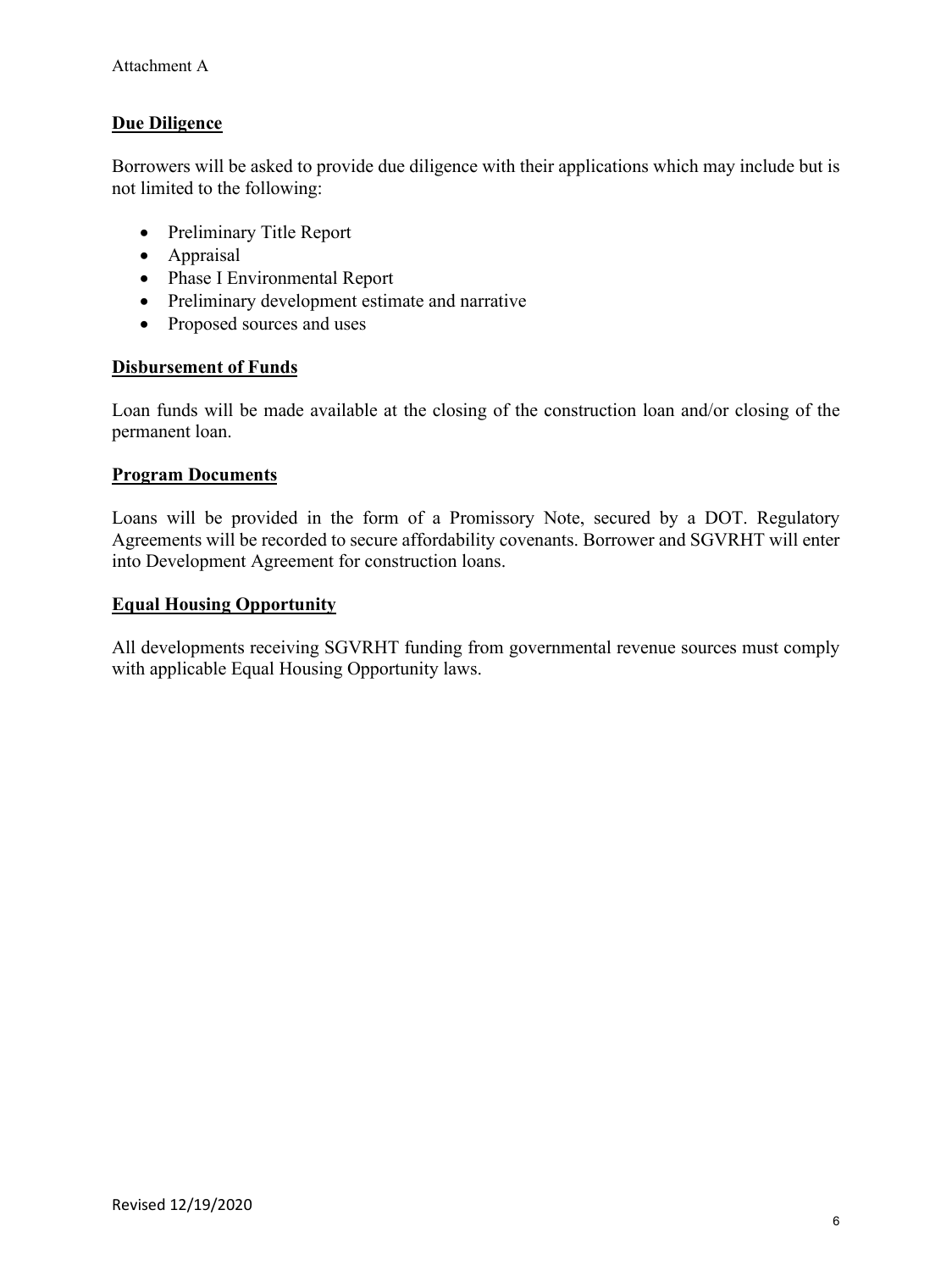Attachment A

## Due Diligence

Borrowers will be asked to provide due diligence with their applications which may include but is not limited to the following:

- Preliminary Title Report
- Appraisal
- Phase I Environmental Report
- Preliminary development estimate and narrative
- Proposed sources and uses

## Disbursement of Funds

Loan funds will be made available at the closing of the construction loan and/or closing of the permanent loan.

## Program Documents

Loans will be provided in the form of a Promissory Note, secured by a DOT. Regulatory Agreements will be recorded to secure affordability covenants. Borrower and SGVRHT will enter into Development Agreement for construction loans.

## Equal Housing Opportunity

All developments receiving SGVRHT funding from governmental revenue sources must comply with applicable Equal Housing Opportunity laws.

Revised 12/19/2020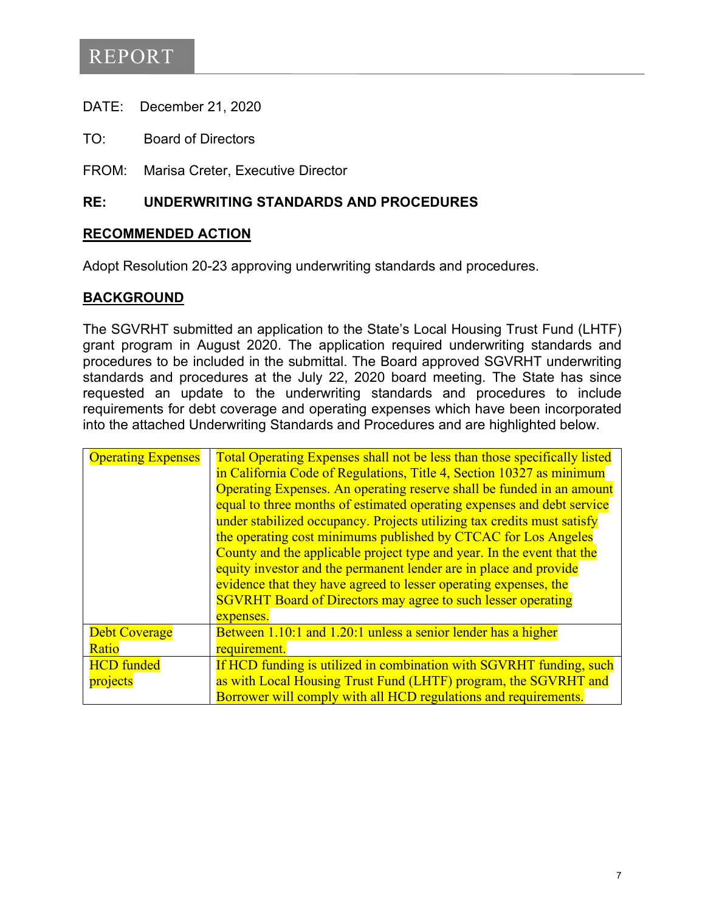# REPORT

DATE: December 21, 2020

TO: Board of Directors

FROM: Marisa Creter, Executive Director

**RE: UNDERWRITING STANDARDS AND PROCEDURES**

## RECOMMENDED ACTION

Adopt Resolution 20-23 approving underwriting standards and procedures.

## BACKGROUND

The SGVRHT submitted an application to the State's Local Housing Trust Fund (LHTF) grant program in August 2020. The application required underwriting standards and procedures to be included in the submittal. The Board approved SGVRHT underwriting standards and procedures at the July 22, 2020 board meeting. The State has since requested an update to the underwriting standards and procedures to include requirements for debt coverage and operating expenses which have been incorporated into the attached Underwriting Standards and Procedures and are highlighted below.

| | |
|---|---|
| Operating Expenses | Total Operating Expenses shall not be less than those specifically listed in California Code of Regulations, Title 4, Section 10327 as minimum Operating Expenses. An operating reserve shall be funded in an amount equal to three months of estimated operating expenses and debt service under stabilized occupancy. Projects utilizing tax credits must satisfy the operating cost minimums published by CTCAC for Los Angeles County and the applicable project type and year. In the event that the equity investor and the permanent lender are in place and provide evidence that they have agreed to lesser operating expenses, the SGVRHT Board of Directors may agree to such lesser operating expenses. |
| Debt Coverage Ratio | Between 1.10:1 and 1.20:1 unless a senior lender has a higher requirement. |
| HCD funded projects | If HCD funding is utilized in combination with SGVRHT funding, such as with Local Housing Trust Fund (LHTF) program, the SGVRHT and Borrower will comply with all HCD regulations and requirements. |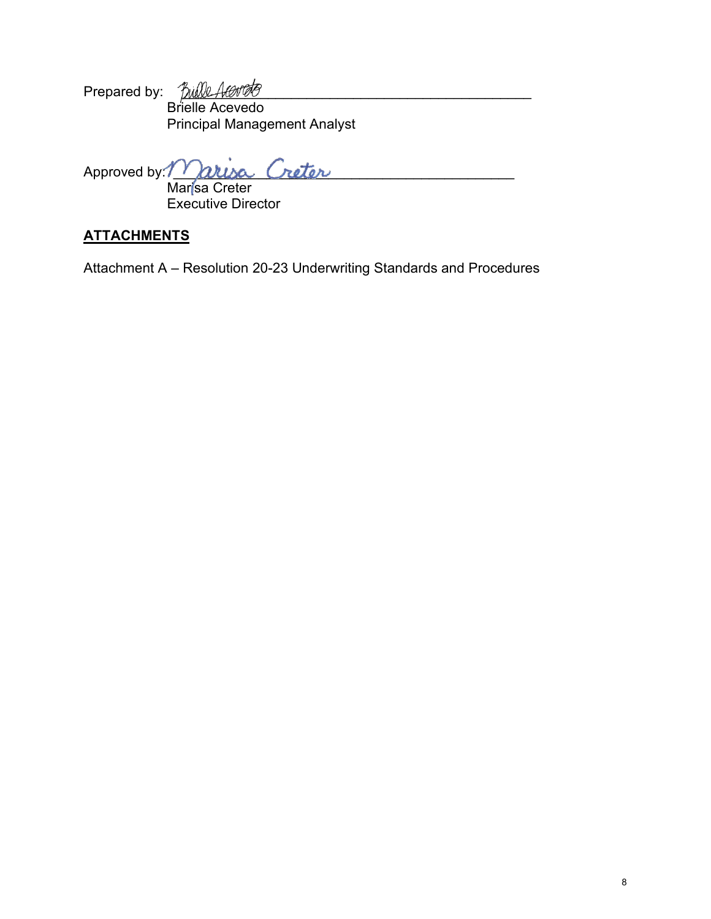Prepared by: ______________________________
Brielle Acevedo
Principal Management Analyst

Approved by: ______________________________
Marisa Creter
Executive Director

**ATTACHMENTS**

Attachment A – Resolution 20-23 Underwriting Standards and Procedures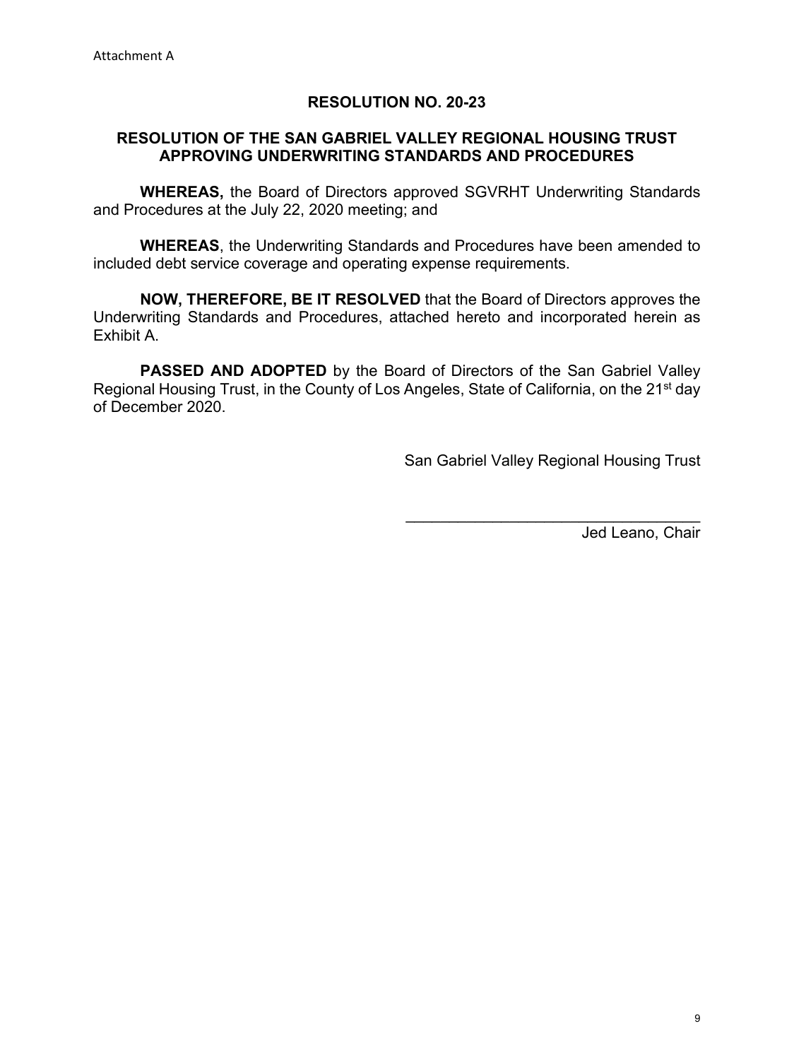Attachment A

# RESOLUTION NO. 20-23

## RESOLUTION OF THE SAN GABRIEL VALLEY REGIONAL HOUSING TRUST APPROVING UNDERWRITING STANDARDS AND PROCEDURES

**WHEREAS,** the Board of Directors approved SGVRHT Underwriting Standards and Procedures at the July 22, 2020 meeting; and

**WHEREAS**, the Underwriting Standards and Procedures have been amended to included debt service coverage and operating expense requirements.

**NOW, THEREFORE, BE IT RESOLVED** that the Board of Directors approves the Underwriting Standards and Procedures, attached hereto and incorporated herein as Exhibit A.

**PASSED AND ADOPTED** by the Board of Directors of the San Gabriel Valley Regional Housing Trust, in the County of Los Angeles, State of California, on the 21st day of December 2020.

San Gabriel Valley Regional Housing Trust

\_\_\_\_\_\_\_\_\_\_\_\_\_\_\_\_\_\_\_\_\_\_\_\_\_\_\_\_\_\_\_\_\_\_\_\_

Jed Leano, Chair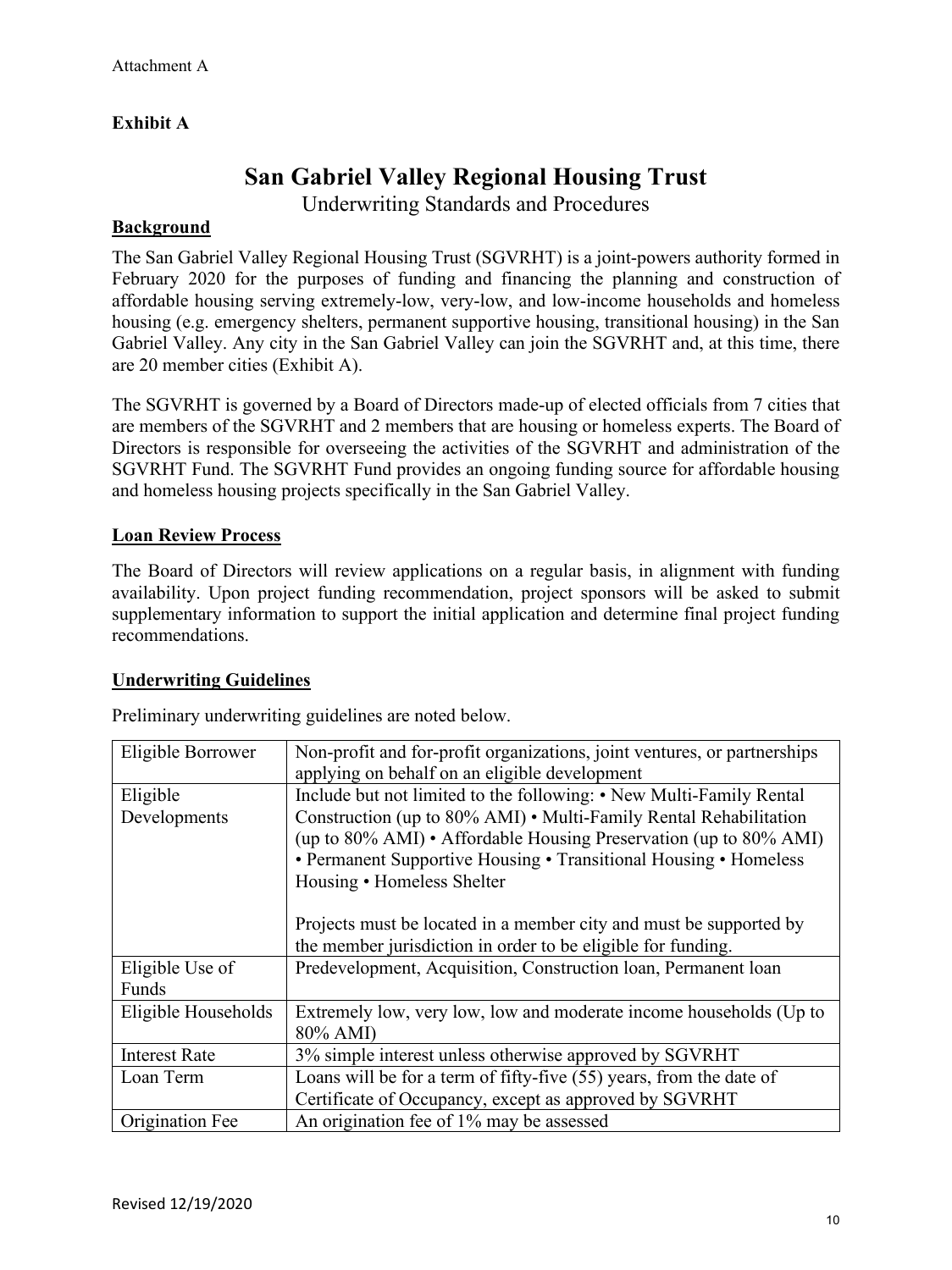Attachment A

**Exhibit A**

# San Gabriel Valley Regional Housing Trust

Underwriting Standards and Procedures

## Background

The San Gabriel Valley Regional Housing Trust (SGVRHT) is a joint-powers authority formed in February 2020 for the purposes of funding and financing the planning and construction of affordable housing serving extremely-low, very-low, and low-income households and homeless housing (e.g. emergency shelters, permanent supportive housing, transitional housing) in the San Gabriel Valley. Any city in the San Gabriel Valley can join the SGVRHT and, at this time, there are 20 member cities (Exhibit A).

The SGVRHT is governed by a Board of Directors made-up of elected officials from 7 cities that are members of the SGVRHT and 2 members that are housing or homeless experts. The Board of Directors is responsible for overseeing the activities of the SGVRHT and administration of the SGVRHT Fund. The SGVRHT Fund provides an ongoing funding source for affordable housing and homeless housing projects specifically in the San Gabriel Valley.

## Loan Review Process

The Board of Directors will review applications on a regular basis, in alignment with funding availability. Upon project funding recommendation, project sponsors will be asked to submit supplementary information to support the initial application and determine final project funding recommendations.

## Underwriting Guidelines

Preliminary underwriting guidelines are noted below.

| | |
|---|---|
| Eligible Borrower | Non-profit and for-profit organizations, joint ventures, or partnerships applying on behalf on an eligible development |
| Eligible Developments | Include but not limited to the following: • New Multi-Family Rental Construction (up to 80% AMI) • Multi-Family Rental Rehabilitation (up to 80% AMI) • Affordable Housing Preservation (up to 80% AMI) • Permanent Supportive Housing • Transitional Housing • Homeless Housing • Homeless Shelter<br><br>Projects must be located in a member city and must be supported by the member jurisdiction in order to be eligible for funding. |
| Eligible Use of Funds | Predevelopment, Acquisition, Construction loan, Permanent loan |
| Eligible Households | Extremely low, very low, low and moderate income households (Up to 80% AMI) |
| Interest Rate | 3% simple interest unless otherwise approved by SGVRHT |
| Loan Term | Loans will be for a term of fifty-five (55) years, from the date of Certificate of Occupancy, except as approved by SGVRHT |
| Origination Fee | An origination fee of 1% may be assessed |

Revised 12/19/2020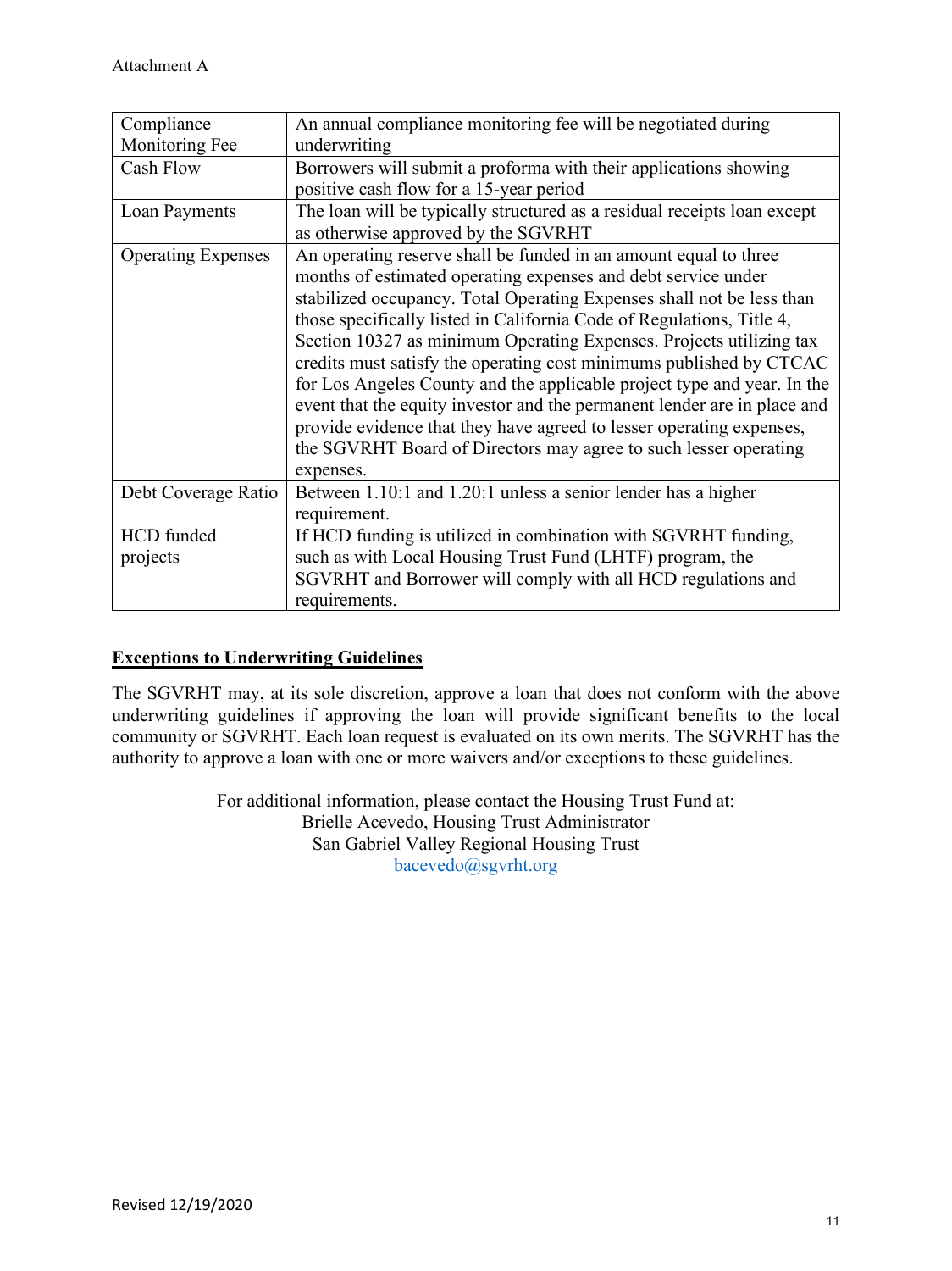Attachment A

| | |
|---|---|
| Compliance Monitoring Fee | An annual compliance monitoring fee will be negotiated during underwriting |
| Cash Flow | Borrowers will submit a proforma with their applications showing positive cash flow for a 15-year period |
| Loan Payments | The loan will be typically structured as a residual receipts loan except as otherwise approved by the SGVRHT |
| Operating Expenses | An operating reserve shall be funded in an amount equal to three months of estimated operating expenses and debt service under stabilized occupancy. Total Operating Expenses shall not be less than those specifically listed in California Code of Regulations, Title 4, Section 10327 as minimum Operating Expenses. Projects utilizing tax credits must satisfy the operating cost minimums published by CTCAC for Los Angeles County and the applicable project type and year. In the event that the equity investor and the permanent lender are in place and provide evidence that they have agreed to lesser operating expenses, the SGVRHT Board of Directors may agree to such lesser operating expenses. |
| Debt Coverage Ratio | Between 1.10:1 and 1.20:1 unless a senior lender has a higher requirement. |
| HCD funded projects | If HCD funding is utilized in combination with SGVRHT funding, such as with Local Housing Trust Fund (LHTF) program, the SGVRHT and Borrower will comply with all HCD regulations and requirements. |

**Exceptions to Underwriting Guidelines**

The SGVRHT may, at its sole discretion, approve a loan that does not conform with the above underwriting guidelines if approving the loan will provide significant benefits to the local community or SGVRHT. Each loan request is evaluated on its own merits. The SGVRHT has the authority to approve a loan with one or more waivers and/or exceptions to these guidelines.

For additional information, please contact the Housing Trust Fund at:
Brielle Acevedo, Housing Trust Administrator
San Gabriel Valley Regional Housing Trust
bacevedo@sgvrht.org

Revised 12/19/2020